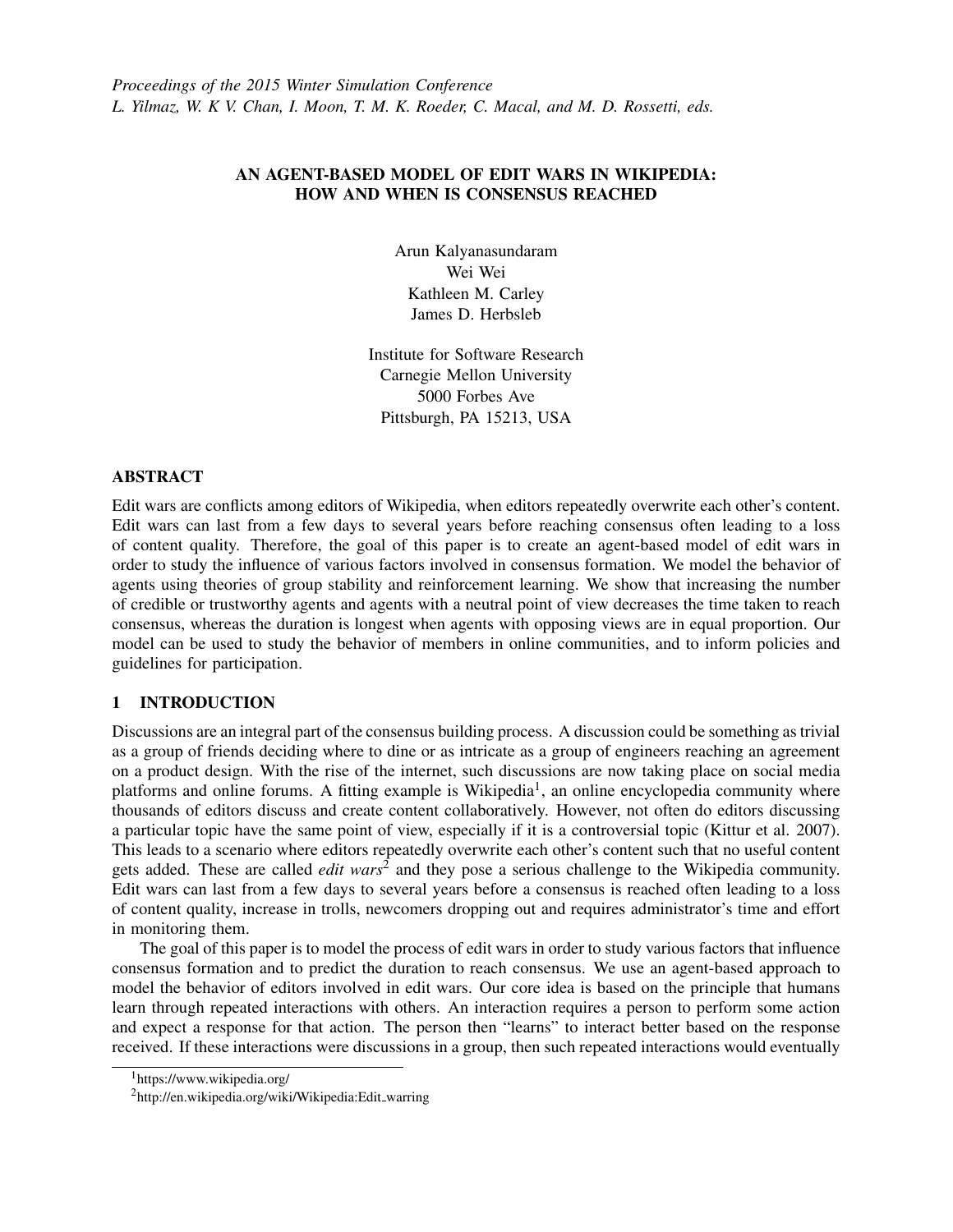*Proceedings of the 2015 Winter Simulation Conference*
*L. Yilmaz, W. K V. Chan, I. Moon, T. M. K. Roeder, C. Macal, and M. D. Rossetti, eds.*

# AN AGENT-BASED MODEL OF EDIT WARS IN WIKIPEDIA: HOW AND WHEN IS CONSENSUS REACHED

Arun Kalyanasundaram
Wei Wei
Kathleen M. Carley
James D. Herbsleb

Institute for Software Research
Carnegie Mellon University
5000 Forbes Ave
Pittsburgh, PA 15213, USA

## ABSTRACT

Edit wars are conflicts among editors of Wikipedia, when editors repeatedly overwrite each other's content. Edit wars can last from a few days to several years before reaching consensus often leading to a loss of content quality. Therefore, the goal of this paper is to create an agent-based model of edit wars in order to study the influence of various factors involved in consensus formation. We model the behavior of agents using theories of group stability and reinforcement learning. We show that increasing the number of credible or trustworthy agents and agents with a neutral point of view decreases the time taken to reach consensus, whereas the duration is longest when agents with opposing views are in equal proportion. Our model can be used to study the behavior of members in online communities, and to inform policies and guidelines for participation.

## 1 INTRODUCTION

Discussions are an integral part of the consensus building process. A discussion could be something as trivial as a group of friends deciding where to dine or as intricate as a group of engineers reaching an agreement on a product design. With the rise of the internet, such discussions are now taking place on social media platforms and online forums. A fitting example is Wikipedia[1], an online encyclopedia community where thousands of editors discuss and create content collaboratively. However, not often do editors discussing a particular topic have the same point of view, especially if it is a controversial topic (Kittur et al. 2007). This leads to a scenario where editors repeatedly overwrite each other's content such that no useful content gets added. These are called *edit wars*[2] and they pose a serious challenge to the Wikipedia community. Edit wars can last from a few days to several years before a consensus is reached often leading to a loss of content quality, increase in trolls, newcomers dropping out and requires administrator's time and effort in monitoring them.

The goal of this paper is to model the process of edit wars in order to study various factors that influence consensus formation and to predict the duration to reach consensus. We use an agent-based approach to model the behavior of editors involved in edit wars. Our core idea is based on the principle that humans learn through repeated interactions with others. An interaction requires a person to perform some action and expect a response for that action. The person then "learns" to interact better based on the response received. If these interactions were discussions in a group, then such repeated interactions would eventually

[1] https://www.wikipedia.org/

[2] http://en.wikipedia.org/wiki/Wikipedia:Edit_warring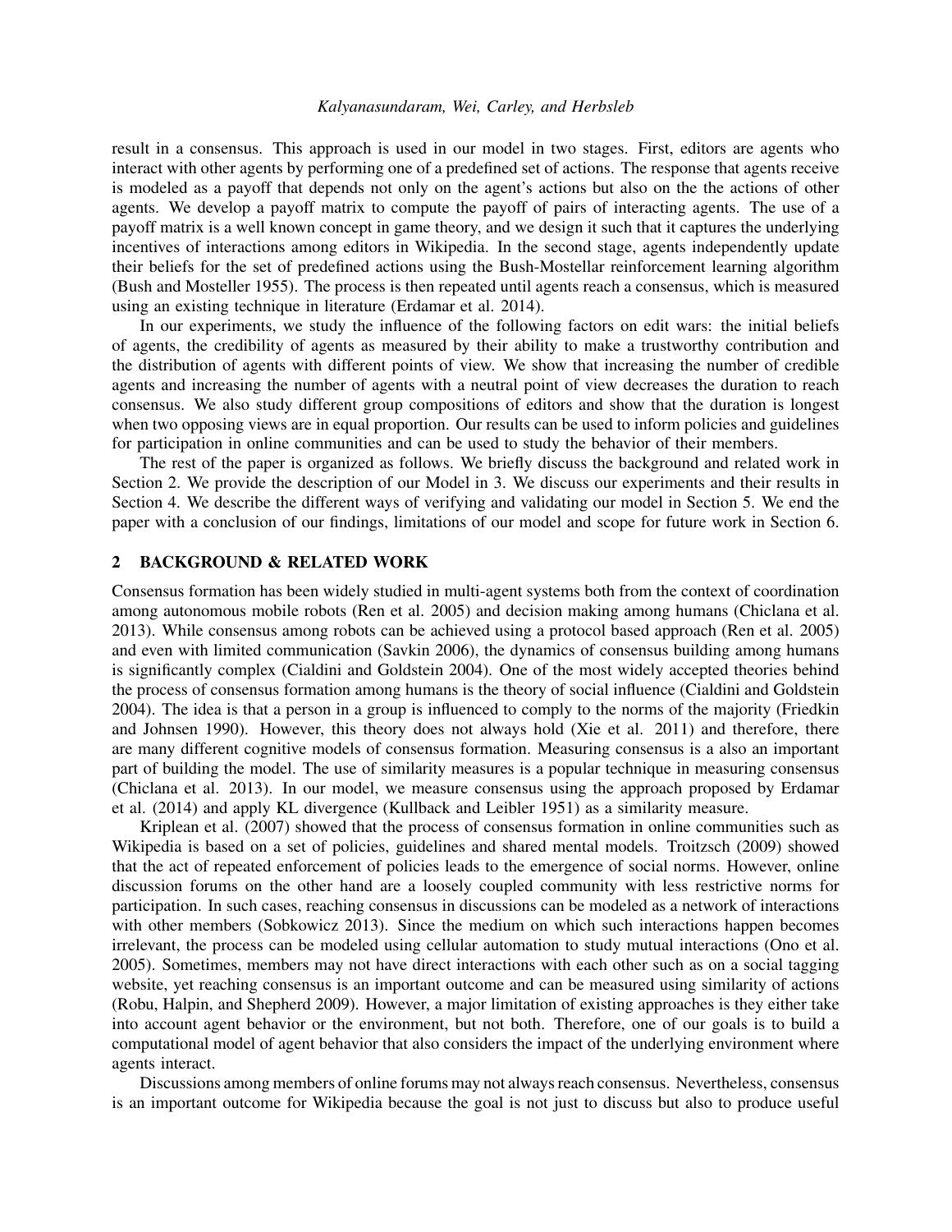result in a consensus. This approach is used in our model in two stages. First, editors are agents who interact with other agents by performing one of a predefined set of actions. The response that agents receive is modeled as a payoff that depends not only on the agent's actions but also on the the actions of other agents. We develop a payoff matrix to compute the payoff of pairs of interacting agents. The use of a payoff matrix is a well known concept in game theory, and we design it such that it captures the underlying incentives of interactions among editors in Wikipedia. In the second stage, agents independently update their beliefs for the set of predefined actions using the Bush-Mostellar reinforcement learning algorithm (Bush and Mosteller 1955). The process is then repeated until agents reach a consensus, which is measured using an existing technique in literature (Erdamar et al. 2014).

In our experiments, we study the influence of the following factors on edit wars: the initial beliefs of agents, the credibility of agents as measured by their ability to make a trustworthy contribution and the distribution of agents with different points of view. We show that increasing the number of credible agents and increasing the number of agents with a neutral point of view decreases the duration to reach consensus. We also study different group compositions of editors and show that the duration is longest when two opposing views are in equal proportion. Our results can be used to inform policies and guidelines for participation in online communities and can be used to study the behavior of their members.

The rest of the paper is organized as follows. We briefly discuss the background and related work in Section 2. We provide the description of our Model in 3. We discuss our experiments and their results in Section 4. We describe the different ways of verifying and validating our model in Section 5. We end the paper with a conclusion of our findings, limitations of our model and scope for future work in Section 6.

## 2 BACKGROUND & RELATED WORK

Consensus formation has been widely studied in multi-agent systems both from the context of coordination among autonomous mobile robots (Ren et al. 2005) and decision making among humans (Chiclana et al. 2013). While consensus among robots can be achieved using a protocol based approach (Ren et al. 2005) and even with limited communication (Savkin 2006), the dynamics of consensus building among humans is significantly complex (Cialdini and Goldstein 2004). One of the most widely accepted theories behind the process of consensus formation among humans is the theory of social influence (Cialdini and Goldstein 2004). The idea is that a person in a group is influenced to comply to the norms of the majority (Friedkin and Johnsen 1990). However, this theory does not always hold (Xie et al. 2011) and therefore, there are many different cognitive models of consensus formation. Measuring consensus is a also an important part of building the model. The use of similarity measures is a popular technique in measuring consensus (Chiclana et al. 2013). In our model, we measure consensus using the approach proposed by Erdamar et al. (2014) and apply KL divergence (Kullback and Leibler 1951) as a similarity measure.

Kriplean et al. (2007) showed that the process of consensus formation in online communities such as Wikipedia is based on a set of policies, guidelines and shared mental models. Troitzsch (2009) showed that the act of repeated enforcement of policies leads to the emergence of social norms. However, online discussion forums on the other hand are a loosely coupled community with less restrictive norms for participation. In such cases, reaching consensus in discussions can be modeled as a network of interactions with other members (Sobkowicz 2013). Since the medium on which such interactions happen becomes irrelevant, the process can be modeled using cellular automation to study mutual interactions (Ono et al. 2005). Sometimes, members may not have direct interactions with each other such as on a social tagging website, yet reaching consensus is an important outcome and can be measured using similarity of actions (Robu, Halpin, and Shepherd 2009). However, a major limitation of existing approaches is they either take into account agent behavior or the environment, but not both. Therefore, one of our goals is to build a computational model of agent behavior that also considers the impact of the underlying environment where agents interact.

Discussions among members of online forums may not always reach consensus. Nevertheless, consensus is an important outcome for Wikipedia because the goal is not just to discuss but also to produce useful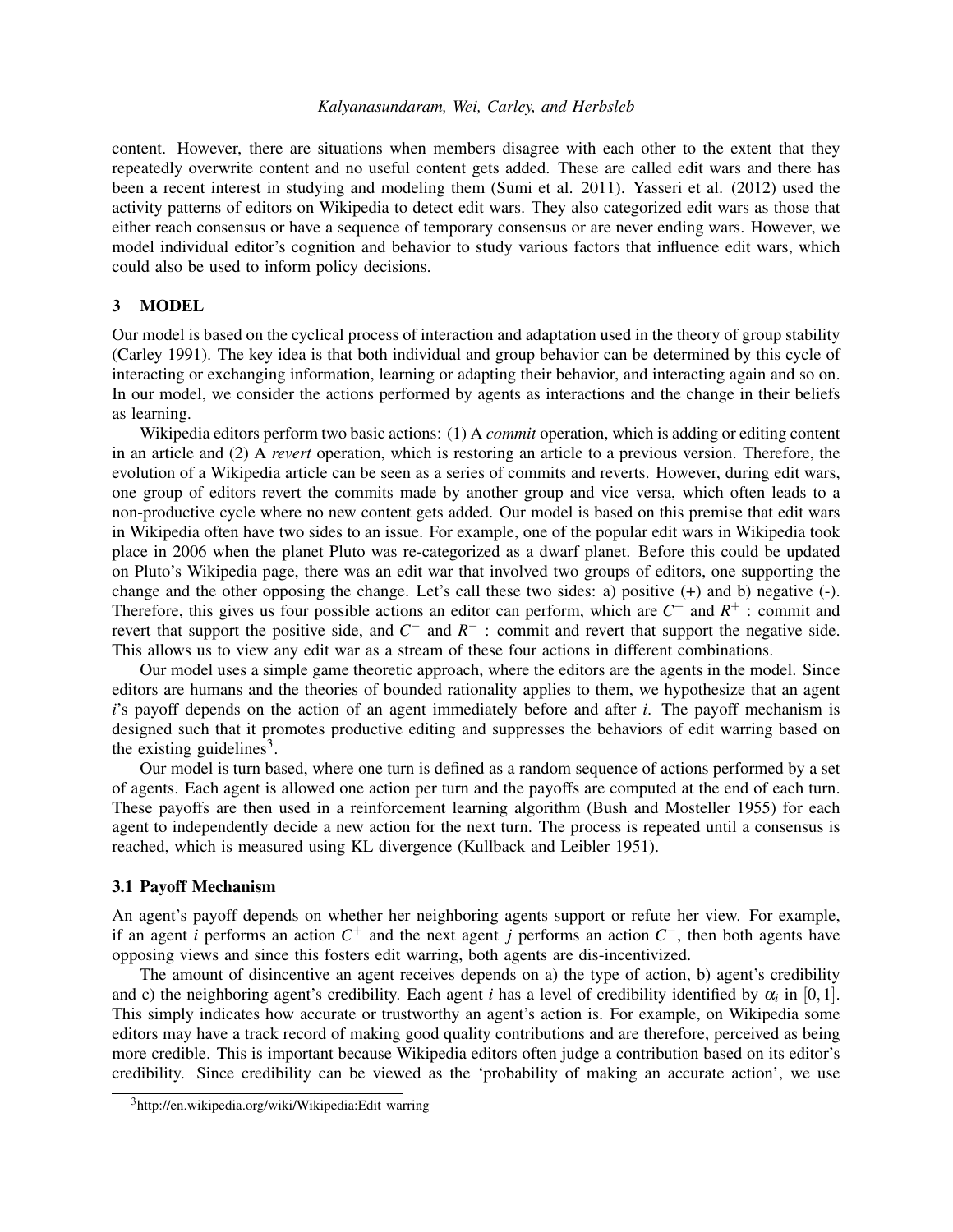content. However, there are situations when members disagree with each other to the extent that they repeatedly overwrite content and no useful content gets added. These are called edit wars and there has been a recent interest in studying and modeling them (Sumi et al. 2011). Yasseri et al. (2012) used the activity patterns of editors on Wikipedia to detect edit wars. They also categorized edit wars as those that either reach consensus or have a sequence of temporary consensus or are never ending wars. However, we model individual editor's cognition and behavior to study various factors that influence edit wars, which could also be used to inform policy decisions.

## 3 MODEL

Our model is based on the cyclical process of interaction and adaptation used in the theory of group stability (Carley 1991). The key idea is that both individual and group behavior can be determined by this cycle of interacting or exchanging information, learning or adapting their behavior, and interacting again and so on. In our model, we consider the actions performed by agents as interactions and the change in their beliefs as learning.

Wikipedia editors perform two basic actions: (1) A *commit* operation, which is adding or editing content in an article and (2) A *revert* operation, which is restoring an article to a previous version. Therefore, the evolution of a Wikipedia article can be seen as a series of commits and reverts. However, during edit wars, one group of editors revert the commits made by another group and vice versa, which often leads to a non-productive cycle where no new content gets added. Our model is based on this premise that edit wars in Wikipedia often have two sides to an issue. For example, one of the popular edit wars in Wikipedia took place in 2006 when the planet Pluto was re-categorized as a dwarf planet. Before this could be updated on Pluto's Wikipedia page, there was an edit war that involved two groups of editors, one supporting the change and the other opposing the change. Let's call these two sides: a) positive (+) and b) negative (-). Therefore, this gives us four possible actions an editor can perform, which are $C^+$ and $R^+$ : commit and revert that support the positive side, and $C^-$ and $R^-$ : commit and revert that support the negative side. This allows us to view any edit war as a stream of these four actions in different combinations.

Our model uses a simple game theoretic approach, where the editors are the agents in the model. Since editors are humans and the theories of bounded rationality applies to them, we hypothesize that an agent $i$'s payoff depends on the action of an agent immediately before and after $i$. The payoff mechanism is designed such that it promotes productive editing and suppresses the behaviors of edit warring based on the existing guidelines[3].

Our model is turn based, where one turn is defined as a random sequence of actions performed by a set of agents. Each agent is allowed one action per turn and the payoffs are computed at the end of each turn. These payoffs are then used in a reinforcement learning algorithm (Bush and Mosteller 1955) for each agent to independently decide a new action for the next turn. The process is repeated until a consensus is reached, which is measured using KL divergence (Kullback and Leibler 1951).

### 3.1 Payoff Mechanism

An agent's payoff depends on whether her neighboring agents support or refute her view. For example, if an agent $i$ performs an action $C^+$ and the next agent $j$ performs an action $C^-$, then both agents have opposing views and since this fosters edit warring, both agents are dis-incentivized.

The amount of disincentive an agent receives depends on a) the type of action, b) agent's credibility and c) the neighboring agent's credibility. Each agent $i$ has a level of credibility identified by $\alpha_i$ in $[0,1]$. This simply indicates how accurate or trustworthy an agent's action is. For example, on Wikipedia some editors may have a track record of making good quality contributions and are therefore, perceived as being more credible. This is important because Wikipedia editors often judge a contribution based on its editor's credibility. Since credibility can be viewed as the 'probability of making an accurate action', we use

[3] http://en.wikipedia.org/wiki/Wikipedia:Edit_warring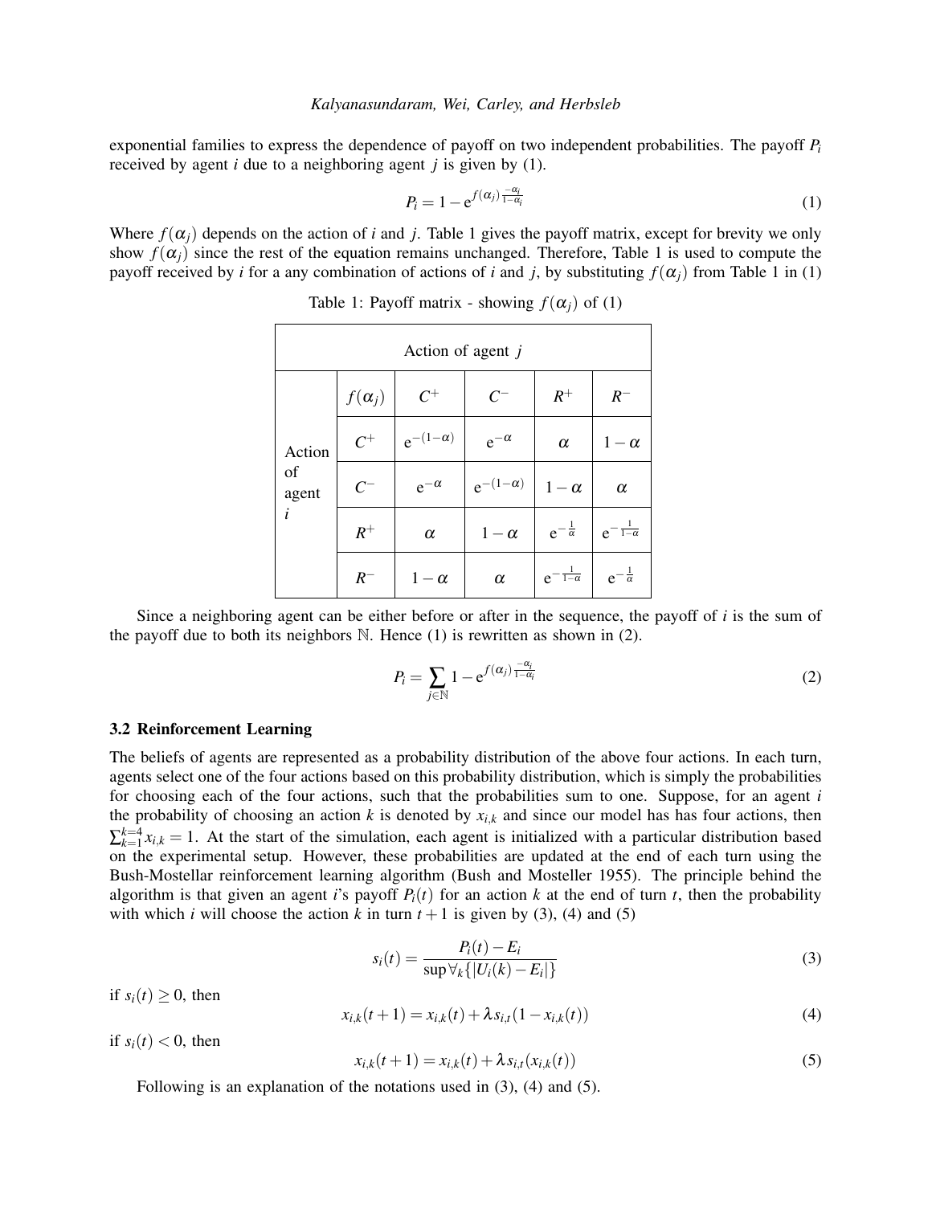exponential families to express the dependence of payoff on two independent probabilities. The payoff $P_i$ received by agent $i$ due to a neighboring agent $j$ is given by (1).

$$P_i = 1 - \mathrm{e}^{f(\alpha_j)\frac{-\alpha_i}{1-\alpha_i}} \tag{1}$$

Where $f(\alpha_j)$ depends on the action of $i$ and $j$. Table 1 gives the payoff matrix, except for brevity we only show $f(\alpha_j)$ since the rest of the equation remains unchanged. Therefore, Table 1 is used to compute the payoff received by $i$ for a any combination of actions of $i$ and $j$, by substituting $f(\alpha_j)$ from Table 1 in (1)

Table 1: Payoff matrix - showing $f(\alpha_j)$ of (1)

| | Action of agent $j$ | | | | |
|---|---|---|---|---|---|
| | $f(\alpha_j)$ | $C^+$ | $C^-$ | $R^+$ | $R^-$ |
| Action of agent $i$ | $C^+$ | $\mathrm{e}^{-(1-\alpha)}$ | $\mathrm{e}^{-\alpha}$ | $\alpha$ | $1-\alpha$ |
| | $C^-$ | $\mathrm{e}^{-\alpha}$ | $\mathrm{e}^{-(1-\alpha)}$ | $1-\alpha$ | $\alpha$ |
| | $R^+$ | $\alpha$ | $1-\alpha$ | $\mathrm{e}^{-\frac{1}{\alpha}}$ | $\mathrm{e}^{-\frac{1}{1-\alpha}}$ |
| | $R^-$ | $1-\alpha$ | $\alpha$ | $\mathrm{e}^{-\frac{1}{1-\alpha}}$ | $\mathrm{e}^{-\frac{1}{\alpha}}$ |

Since a neighboring agent can be either before or after in the sequence, the payoff of $i$ is the sum of the payoff due to both its neighbors $\mathbb{N}$. Hence (1) is rewritten as shown in (2).

$$P_i = \sum_{j \in \mathbb{N}} 1 - \mathrm{e}^{f(\alpha_j)\frac{-\alpha_i}{1-\alpha_i}} \tag{2}$$

### 3.2 Reinforcement Learning

The beliefs of agents are represented as a probability distribution of the above four actions. In each turn, agents select one of the four actions based on this probability distribution, which is simply the probabilities for choosing each of the four actions, such that the probabilities sum to one. Suppose, for an agent $i$ the probability of choosing an action $k$ is denoted by $x_{i,k}$ and since our model has has four actions, then $\sum_{k=1}^{k=4} x_{i,k} = 1$. At the start of the simulation, each agent is initialized with a particular distribution based on the experimental setup. However, these probabilities are updated at the end of each turn using the Bush-Mostellar reinforcement learning algorithm (Bush and Mosteller 1955). The principle behind the algorithm is that given an agent $i$'s payoff $P_i(t)$ for an action $k$ at the end of turn $t$, then the probability with which $i$ will choose the action $k$ in turn $t+1$ is given by (3), (4) and (5)

$$s_i(t) = \frac{P_i(t) - E_i}{\sup \forall_k \{|U_i(k) - E_i|\}} \tag{3}$$

if $s_i(t) \geq 0$, then

$$x_{i,k}(t+1) = x_{i,k}(t) + \lambda s_{i,t}(1 - x_{i,k}(t)) \tag{4}$$

if $s_i(t) < 0$, then

$$x_{i,k}(t+1) = x_{i,k}(t) + \lambda s_{i,t}(x_{i,k}(t)) \tag{5}$$

Following is an explanation of the notations used in (3), (4) and (5).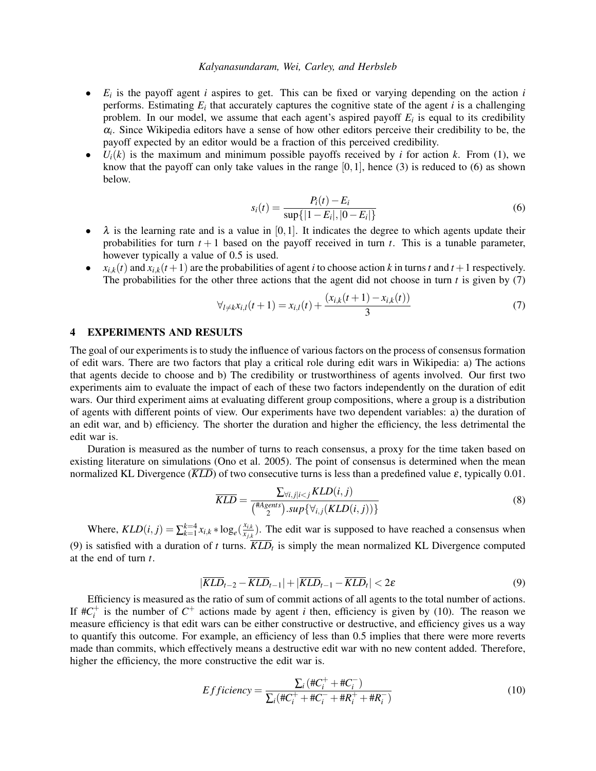- $E_i$ is the payoff agent $i$ aspires to get. This can be fixed or varying depending on the action $i$ performs. Estimating $E_i$ that accurately captures the cognitive state of the agent $i$ is a challenging problem. In our model, we assume that each agent's aspired payoff $E_i$ is equal to its credibility $\alpha_i$. Since Wikipedia editors have a sense of how other editors perceive their credibility to be, the payoff expected by an editor would be a fraction of this perceived credibility.
- $U_i(k)$ is the maximum and minimum possible payoffs received by $i$ for action $k$. From (1), we know that the payoff can only take values in the range $[0,1]$, hence (3) is reduced to (6) as shown below.

$$s_i(t) = \frac{P_i(t) - E_i}{\sup\{|1 - E_i|, |0 - E_i|\}} \tag{6}$$

- $\lambda$ is the learning rate and is a value in $[0,1]$. It indicates the degree to which agents update their probabilities for turn $t+1$ based on the payoff received in turn $t$. This is a tunable parameter, however typically a value of 0.5 is used.
- $x_{i,k}(t)$ and $x_{i,k}(t+1)$ are the probabilities of agent $i$ to choose action $k$ in turns $t$ and $t+1$ respectively. The probabilities for the other three actions that the agent did not choose in turn $t$ is given by (7)

$$\forall_{l \neq k} x_{i,l}(t+1) = x_{i,l}(t) + \frac{(x_{i,k}(t+1) - x_{i,k}(t))}{3} \tag{7}$$

## 4 EXPERIMENTS AND RESULTS

The goal of our experiments is to study the influence of various factors on the process of consensus formation of edit wars. There are two factors that play a critical role during edit wars in Wikipedia: a) The actions that agents decide to choose and b) The credibility or trustworthiness of agents involved. Our first two experiments aim to evaluate the impact of each of these two factors independently on the duration of edit wars. Our third experiment aims at evaluating different group compositions, where a group is a distribution of agents with different points of view. Our experiments have two dependent variables: a) the duration of an edit war, and b) efficiency. The shorter the duration and higher the efficiency, the less detrimental the edit war is.

Duration is measured as the number of turns to reach consensus, a proxy for the time taken based on existing literature on simulations (Ono et al. 2005). The point of consensus is determined when the mean normalized KL Divergence ($\overline{KLD}$) of two consecutive turns is less than a predefined value $\varepsilon$, typically 0.01.

$$\overline{KLD} = \frac{\sum_{\forall i,j | i<j} KLD(i,j)}{\binom{\#Agents}{2} . sup\{\forall_{i,j}(KLD(i,j))\}} \tag{8}$$

Where, $KLD(i,j) = \sum_{k=1}^{k=4} x_{i,k} * \log_e(\frac{x_{i,k}}{x_{j,k}})$. The edit war is supposed to have reached a consensus when (9) is satisfied with a duration of $t$ turns. $\overline{KLD}_t$ is simply the mean normalized KL Divergence computed at the end of turn $t$.

$$|\overline{KLD}_{t-2} - \overline{KLD}_{t-1}| + |\overline{KLD}_{t-1} - \overline{KLD}_t| < 2\varepsilon \tag{9}$$

Efficiency is measured as the ratio of sum of commit actions of all agents to the total number of actions. If $\#C_i^+$ is the number of $C^+$ actions made by agent $i$ then, efficiency is given by (10). The reason we measure efficiency is that edit wars can be either constructive or destructive, and efficiency gives us a way to quantify this outcome. For example, an efficiency of less than 0.5 implies that there were more reverts made than commits, which effectively means a destructive edit war with no new content added. Therefore, higher the efficiency, the more constructive the edit war is.

$$Efficiency = \frac{\sum_i (\#C_i^+ + \#C_i^-)}{\sum_i (\#C_i^+ + \#C_i^- + \#R_i^+ + \#R_i^-)} \tag{10}$$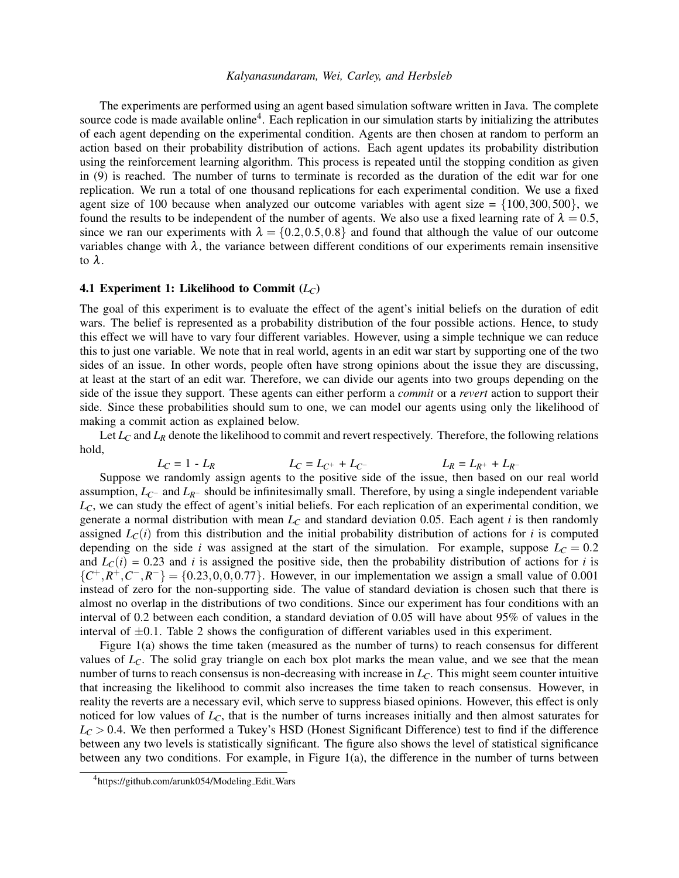The experiments are performed using an agent based simulation software written in Java. The complete source code is made available online[4]. Each replication in our simulation starts by initializing the attributes of each agent depending on the experimental condition. Agents are then chosen at random to perform an action based on their probability distribution of actions. Each agent updates its probability distribution using the reinforcement learning algorithm. This process is repeated until the stopping condition as given in (9) is reached. The number of turns to terminate is recorded as the duration of the edit war for one replication. We run a total of one thousand replications for each experimental condition. We use a fixed agent size of 100 because when analyzed our outcome variables with agent size = $\{100, 300, 500\}$, we found the results to be independent of the number of agents. We also use a fixed learning rate of $\lambda = 0.5$, since we ran our experiments with $\lambda = \{0.2, 0.5, 0.8\}$ and found that although the value of our outcome variables change with $\lambda$, the variance between different conditions of our experiments remain insensitive to $\lambda$.

### 4.1 Experiment 1: Likelihood to Commit ($L_C$)

The goal of this experiment is to evaluate the effect of the agent's initial beliefs on the duration of edit wars. The belief is represented as a probability distribution of the four possible actions. Hence, to study this effect we will have to vary four different variables. However, using a simple technique we can reduce this to just one variable. We note that in real world, agents in an edit war start by supporting one of the two sides of an issue. In other words, people often have strong opinions about the issue they are discussing, at least at the start of an edit war. Therefore, we can divide our agents into two groups depending on the side of the issue they support. These agents can either perform a *commit* or a *revert* action to support their side. Since these probabilities should sum to one, we can model our agents using only the likelihood of making a commit action as explained below.

Let $L_C$ and $L_R$ denote the likelihood to commit and revert respectively. Therefore, the following relations hold,

$$L_C = 1 - L_R \qquad L_C = L_{C^+} + L_{C^-} \qquad L_R = L_{R^+} + L_{R^-}$$

Suppose we randomly assign agents to the positive side of the issue, then based on our real world assumption, $L_{C^-}$ and $L_{R^-}$ should be infinitesimally small. Therefore, by using a single independent variable $L_C$, we can study the effect of agent's initial beliefs. For each replication of an experimental condition, we generate a normal distribution with mean $L_C$ and standard deviation 0.05. Each agent $i$ is then randomly assigned $L_C(i)$ from this distribution and the initial probability distribution of actions for $i$ is computed depending on the side $i$ was assigned at the start of the simulation. For example, suppose $L_C = 0.2$ and $L_C(i) = 0.23$ and $i$ is assigned the positive side, then the probability distribution of actions for $i$ is $\{C^+, R^+, C^-, R^-\} = \{0.23, 0, 0, 0.77\}$. However, in our implementation we assign a small value of 0.001 instead of zero for the non-supporting side. The value of standard deviation is chosen such that there is almost no overlap in the distributions of two conditions. Since our experiment has four conditions with an interval of 0.2 between each condition, a standard deviation of 0.05 will have about 95% of values in the interval of $\pm 0.1$. Table 2 shows the configuration of different variables used in this experiment.

Figure 1(a) shows the time taken (measured as the number of turns) to reach consensus for different values of $L_C$. The solid gray triangle on each box plot marks the mean value, and we see that the mean number of turns to reach consensus is non-decreasing with increase in $L_C$. This might seem counter intuitive that increasing the likelihood to commit also increases the time taken to reach consensus. However, in reality the reverts are a necessary evil, which serve to suppress biased opinions. However, this effect is only noticed for low values of $L_C$, that is the number of turns increases initially and then almost saturates for $L_C > 0.4$. We then performed a Tukey's HSD (Honest Significant Difference) test to find if the difference between any two levels is statistically significant. The figure also shows the level of statistical significance between any two conditions. For example, in Figure 1(a), the difference in the number of turns between

[4] https://github.com/arunk054/Modeling_Edit_Wars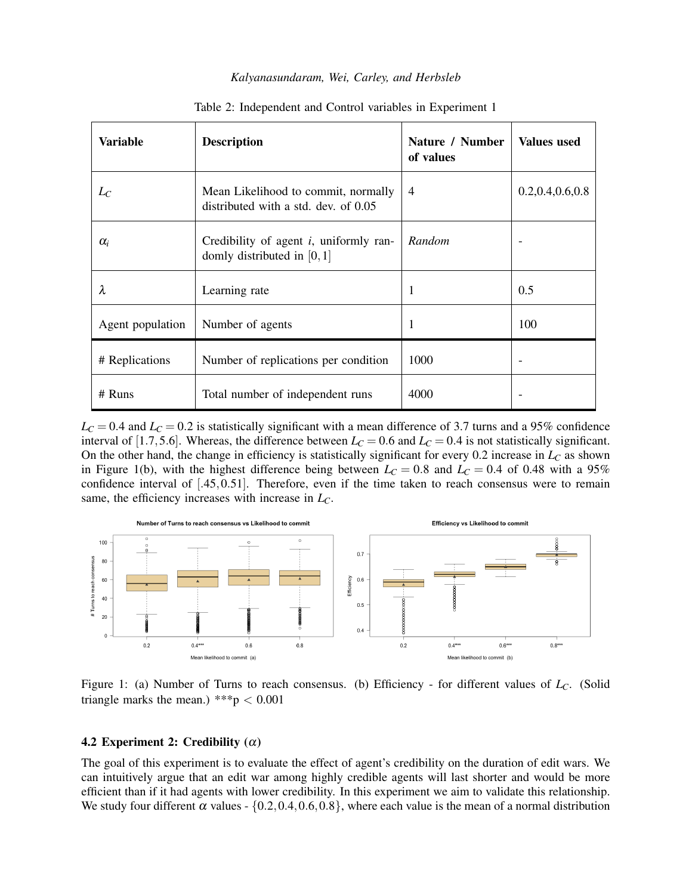Table 2: Independent and Control variables in Experiment 1

| Variable | Description | Nature / Number of values | Values used |
|---|---|---|---|
| $L_C$ | Mean Likelihood to commit, normally distributed with a std. dev. of 0.05 | 4 | 0.2,0.4,0.6,0.8 |
| $\alpha_i$ | Credibility of agent *i*, uniformly randomly distributed in $[0,1]$ | *Random* | - |
| $\lambda$ | Learning rate | 1 | 0.5 |
| Agent population | Number of agents | 1 | 100 |
| # Replications | Number of replications per condition | 1000 | - |
| # Runs | Total number of independent runs | 4000 | - |

$L_C = 0.4$ and $L_C = 0.2$ is statistically significant with a mean difference of 3.7 turns and a 95% confidence interval of $[1.7, 5.6]$. Whereas, the difference between $L_C = 0.6$ and $L_C = 0.4$ is not statistically significant. On the other hand, the change in efficiency is statistically significant for every 0.2 increase in $L_C$ as shown in Figure 1(b), with the highest difference being between $L_C = 0.8$ and $L_C = 0.4$ of 0.48 with a 95% confidence interval of $[.45, 0.51]$. Therefore, even if the time taken to reach consensus were to remain same, the efficiency increases with increase in $L_C$.

Figure 1: (a) Number of Turns to reach consensus. (b) Efficiency - for different values of $L_C$. (Solid triangle marks the mean.) ***$p < 0.001$

### 4.2 Experiment 2: Credibility ($\alpha$)

The goal of this experiment is to evaluate the effect of agent's credibility on the duration of edit wars. We can intuitively argue that an edit war among highly credible agents will last shorter and would be more efficient than if it had agents with lower credibility. In this experiment we aim to validate this relationship. We study four different $\alpha$ values - $\{0.2, 0.4, 0.6, 0.8\}$, where each value is the mean of a normal distribution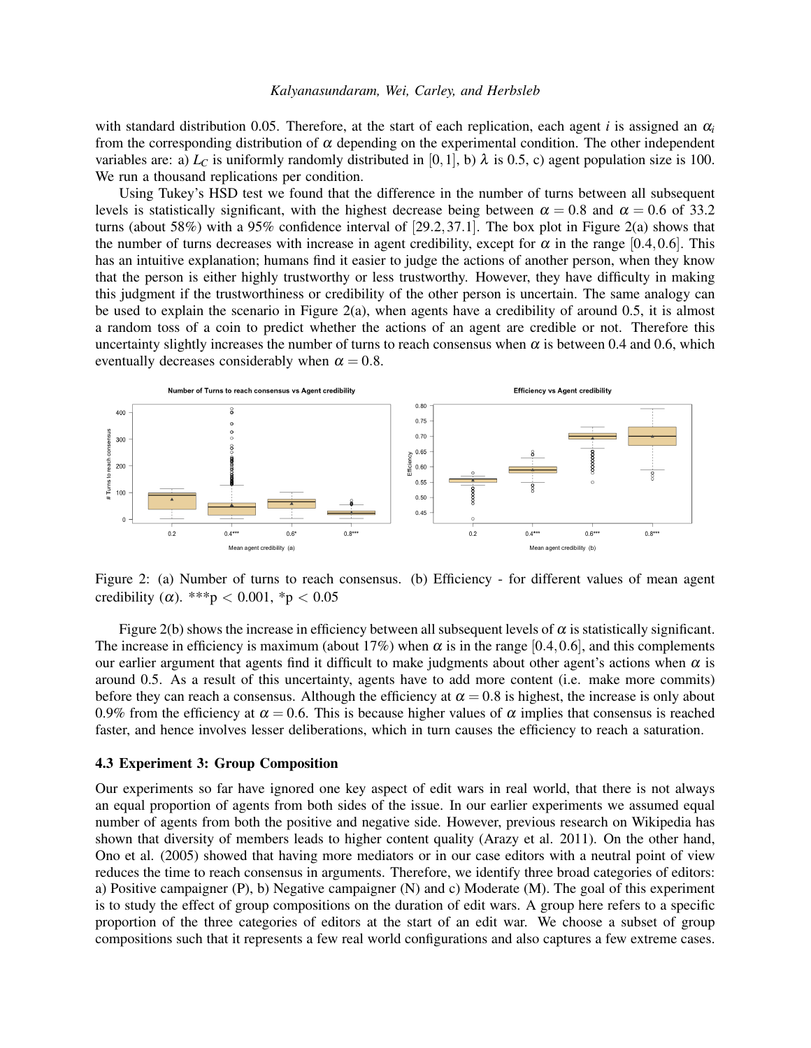with standard distribution 0.05. Therefore, at the start of each replication, each agent $i$ is assigned an $\alpha_i$ from the corresponding distribution of $\alpha$ depending on the experimental condition. The other independent variables are: a) $L_C$ is uniformly randomly distributed in $[0,1]$, b) $\lambda$ is 0.5, c) agent population size is 100. We run a thousand replications per condition.

Using Tukey's HSD test we found that the difference in the number of turns between all subsequent levels is statistically significant, with the highest decrease being between $\alpha = 0.8$ and $\alpha = 0.6$ of 33.2 turns (about 58%) with a 95% confidence interval of $[29.2, 37.1]$. The box plot in Figure 2(a) shows that the number of turns decreases with increase in agent credibility, except for $\alpha$ in the range $[0.4, 0.6]$. This has an intuitive explanation; humans find it easier to judge the actions of another person, when they know that the person is either highly trustworthy or less trustworthy. However, they have difficulty in making this judgment if the trustworthiness or credibility of the other person is uncertain. The same analogy can be used to explain the scenario in Figure 2(a), when agents have a credibility of around 0.5, it is almost a random toss of a coin to predict whether the actions of an agent are credible or not. Therefore this uncertainty slightly increases the number of turns to reach consensus when $\alpha$ is between 0.4 and 0.6, which eventually decreases considerably when $\alpha = 0.8$.

Figure 2: (a) Number of turns to reach consensus. (b) Efficiency - for different values of mean agent credibility ($\alpha$). ***p $< 0.001$, *p $< 0.05$

Figure 2(b) shows the increase in efficiency between all subsequent levels of $\alpha$ is statistically significant. The increase in efficiency is maximum (about 17%) when $\alpha$ is in the range $[0.4, 0.6]$, and this complements our earlier argument that agents find it difficult to make judgments about other agent's actions when $\alpha$ is around 0.5. As a result of this uncertainty, agents have to add more content (i.e. make more commits) before they can reach a consensus. Although the efficiency at $\alpha = 0.8$ is highest, the increase is only about 0.9% from the efficiency at $\alpha = 0.6$. This is because higher values of $\alpha$ implies that consensus is reached faster, and hence involves lesser deliberations, which in turn causes the efficiency to reach a saturation.

### 4.3 Experiment 3: Group Composition

Our experiments so far have ignored one key aspect of edit wars in real world, that there is not always an equal proportion of agents from both sides of the issue. In our earlier experiments we assumed equal number of agents from both the positive and negative side. However, previous research on Wikipedia has shown that diversity of members leads to higher content quality (Arazy et al. 2011). On the other hand, Ono et al. (2005) showed that having more mediators or in our case editors with a neutral point of view reduces the time to reach consensus in arguments. Therefore, we identify three broad categories of editors: a) Positive campaigner (P), b) Negative campaigner (N) and c) Moderate (M). The goal of this experiment is to study the effect of group compositions on the duration of edit wars. A group here refers to a specific proportion of the three categories of editors at the start of an edit war. We choose a subset of group compositions such that it represents a few real world configurations and also captures a few extreme cases.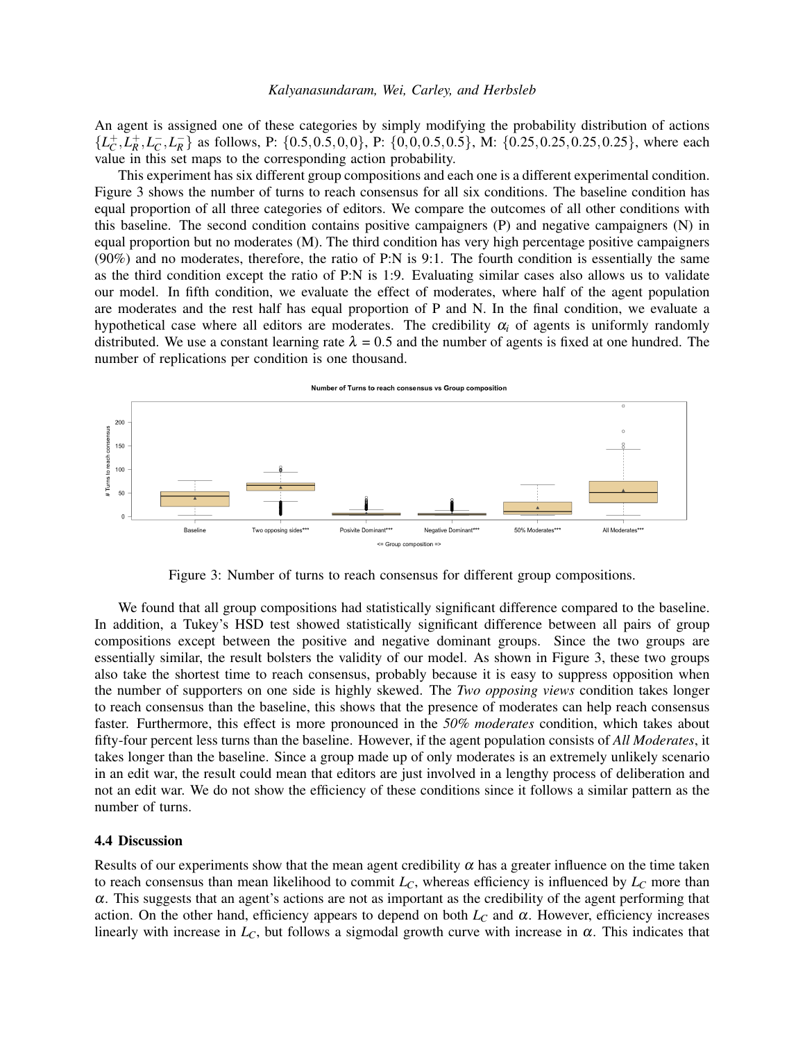An agent is assigned one of these categories by simply modifying the probability distribution of actions $\{L_C^+, L_R^+, L_C^-, L_R^-\}$ as follows, P: $\{0.5, 0.5, 0, 0\}$, P: $\{0, 0, 0.5, 0.5\}$, M: $\{0.25, 0.25, 0.25, 0.25\}$, where each value in this set maps to the corresponding action probability.

This experiment has six different group compositions and each one is a different experimental condition. Figure 3 shows the number of turns to reach consensus for all six conditions. The baseline condition has equal proportion of all three categories of editors. We compare the outcomes of all other conditions with this baseline. The second condition contains positive campaigners (P) and negative campaigners (N) in equal proportion but no moderates (M). The third condition has very high percentage positive campaigners (90%) and no moderates, therefore, the ratio of P:N is 9:1. The fourth condition is essentially the same as the third condition except the ratio of P:N is 1:9. Evaluating similar cases also allows us to validate our model. In fifth condition, we evaluate the effect of moderates, where half of the agent population are moderates and the rest half has equal proportion of P and N. In the final condition, we evaluate a hypothetical case where all editors are moderates. The credibility $\alpha_i$ of agents is uniformly randomly distributed. We use a constant learning rate $\lambda = 0.5$ and the number of agents is fixed at one hundred. The number of replications per condition is one thousand.

Figure 3: Number of turns to reach consensus for different group compositions.

We found that all group compositions had statistically significant difference compared to the baseline. In addition, a Tukey's HSD test showed statistically significant difference between all pairs of group compositions except between the positive and negative dominant groups. Since the two groups are essentially similar, the result bolsters the validity of our model. As shown in Figure 3, these two groups also take the shortest time to reach consensus, probably because it is easy to suppress opposition when the number of supporters on one side is highly skewed. The *Two opposing views* condition takes longer to reach consensus than the baseline, this shows that the presence of moderates can help reach consensus faster. Furthermore, this effect is more pronounced in the *50% moderates* condition, which takes about fifty-four percent less turns than the baseline. However, if the agent population consists of *All Moderates*, it takes longer than the baseline. Since a group made up of only moderates is an extremely unlikely scenario in an edit war, the result could mean that editors are just involved in a lengthy process of deliberation and not an edit war. We do not show the efficiency of these conditions since it follows a similar pattern as the number of turns.

### 4.4 Discussion

Results of our experiments show that the mean agent credibility $\alpha$ has a greater influence on the time taken to reach consensus than mean likelihood to commit $L_C$, whereas efficiency is influenced by $L_C$ more than $\alpha$. This suggests that an agent's actions are not as important as the credibility of the agent performing that action. On the other hand, efficiency appears to depend on both $L_C$ and $\alpha$. However, efficiency increases linearly with increase in $L_C$, but follows a sigmodal growth curve with increase in $\alpha$. This indicates that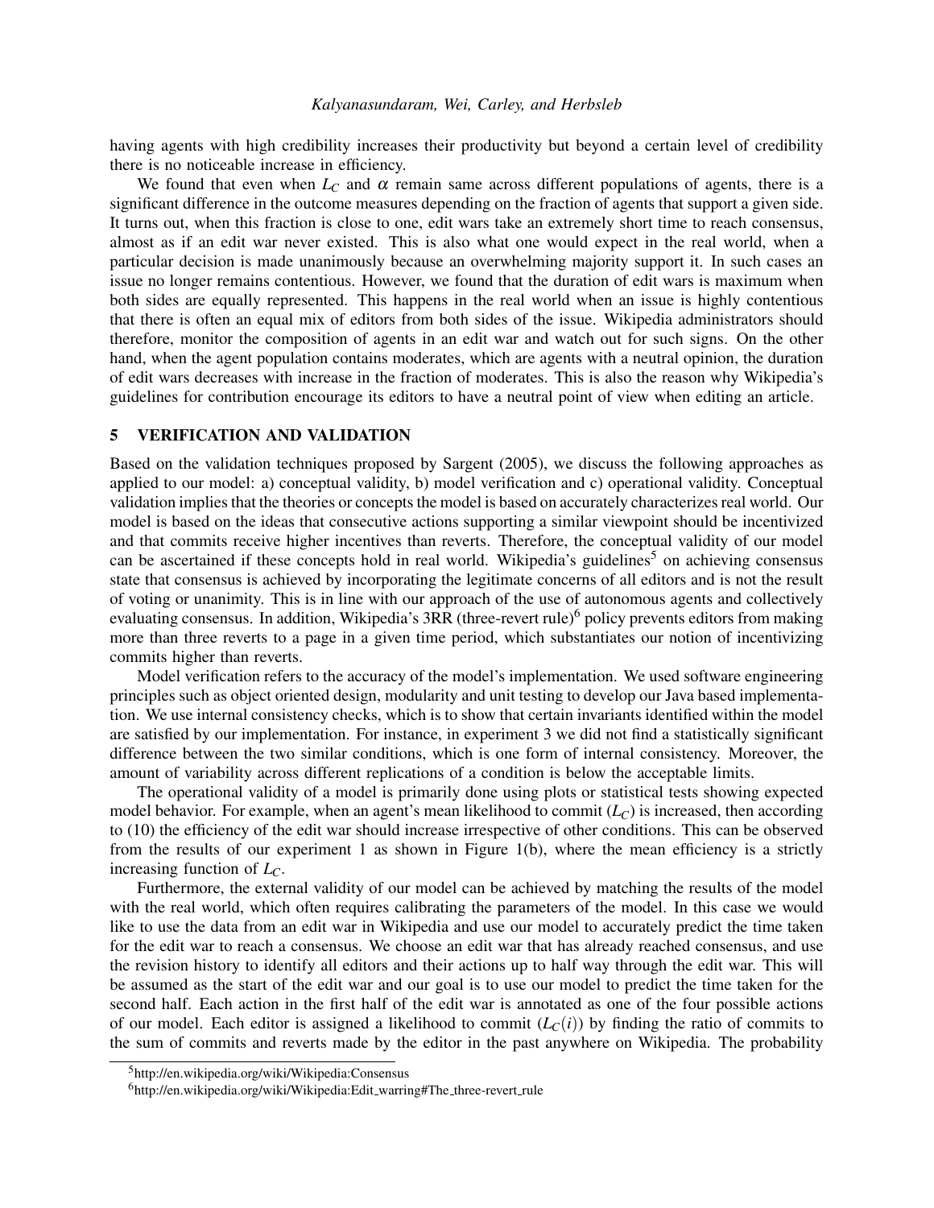having agents with high credibility increases their productivity but beyond a certain level of credibility there is no noticeable increase in efficiency.

We found that even when $L_C$ and $\alpha$ remain same across different populations of agents, there is a significant difference in the outcome measures depending on the fraction of agents that support a given side. It turns out, when this fraction is close to one, edit wars take an extremely short time to reach consensus, almost as if an edit war never existed. This is also what one would expect in the real world, when a particular decision is made unanimously because an overwhelming majority support it. In such cases an issue no longer remains contentious. However, we found that the duration of edit wars is maximum when both sides are equally represented. This happens in the real world when an issue is highly contentious that there is often an equal mix of editors from both sides of the issue. Wikipedia administrators should therefore, monitor the composition of agents in an edit war and watch out for such signs. On the other hand, when the agent population contains moderates, which are agents with a neutral opinion, the duration of edit wars decreases with increase in the fraction of moderates. This is also the reason why Wikipedia's guidelines for contribution encourage its editors to have a neutral point of view when editing an article.

## 5 VERIFICATION AND VALIDATION

Based on the validation techniques proposed by Sargent (2005), we discuss the following approaches as applied to our model: a) conceptual validity, b) model verification and c) operational validity. Conceptual validation implies that the theories or concepts the model is based on accurately characterizes real world. Our model is based on the ideas that consecutive actions supporting a similar viewpoint should be incentivized and that commits receive higher incentives than reverts. Therefore, the conceptual validity of our model can be ascertained if these concepts hold in real world. Wikipedia's guidelines[5] on achieving consensus state that consensus is achieved by incorporating the legitimate concerns of all editors and is not the result of voting or unanimity. This is in line with our approach of the use of autonomous agents and collectively evaluating consensus. In addition, Wikipedia's 3RR (three-revert rule)[6] policy prevents editors from making more than three reverts to a page in a given time period, which substantiates our notion of incentivizing commits higher than reverts.

Model verification refers to the accuracy of the model's implementation. We used software engineering principles such as object oriented design, modularity and unit testing to develop our Java based implementation. We use internal consistency checks, which is to show that certain invariants identified within the model are satisfied by our implementation. For instance, in experiment 3 we did not find a statistically significant difference between the two similar conditions, which is one form of internal consistency. Moreover, the amount of variability across different replications of a condition is below the acceptable limits.

The operational validity of a model is primarily done using plots or statistical tests showing expected model behavior. For example, when an agent's mean likelihood to commit ($L_C$) is increased, then according to (10) the efficiency of the edit war should increase irrespective of other conditions. This can be observed from the results of our experiment 1 as shown in Figure 1(b), where the mean efficiency is a strictly increasing function of $L_C$.

Furthermore, the external validity of our model can be achieved by matching the results of the model with the real world, which often requires calibrating the parameters of the model. In this case we would like to use the data from an edit war in Wikipedia and use our model to accurately predict the time taken for the edit war to reach a consensus. We choose an edit war that has already reached consensus, and use the revision history to identify all editors and their actions up to half way through the edit war. This will be assumed as the start of the edit war and our goal is to use our model to predict the time taken for the second half. Each action in the first half of the edit war is annotated as one of the four possible actions of our model. Each editor is assigned a likelihood to commit ($L_C(i)$) by finding the ratio of commits to the sum of commits and reverts made by the editor in the past anywhere on Wikipedia. The probability

[5] http://en.wikipedia.org/wiki/Wikipedia:Consensus

[6] http://en.wikipedia.org/wiki/Wikipedia:Edit_warring#The_three-revert_rule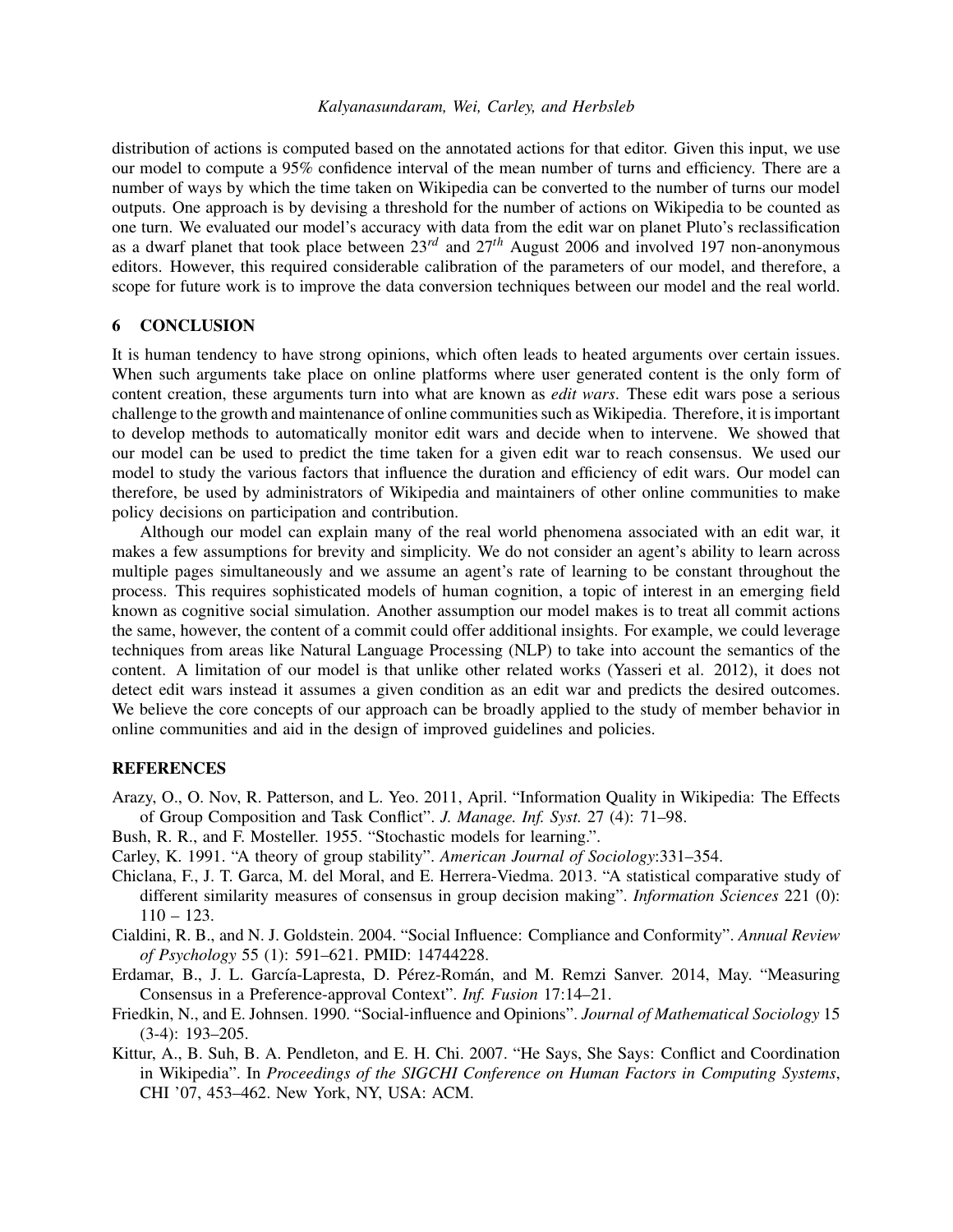distribution of actions is computed based on the annotated actions for that editor. Given this input, we use our model to compute a 95% confidence interval of the mean number of turns and efficiency. There are a number of ways by which the time taken on Wikipedia can be converted to the number of turns our model outputs. One approach is by devising a threshold for the number of actions on Wikipedia to be counted as one turn. We evaluated our model's accuracy with data from the edit war on planet Pluto's reclassification as a dwarf planet that took place between $23^{rd}$ and $27^{th}$ August 2006 and involved 197 non-anonymous editors. However, this required considerable calibration of the parameters of our model, and therefore, a scope for future work is to improve the data conversion techniques between our model and the real world.

## 6 CONCLUSION

It is human tendency to have strong opinions, which often leads to heated arguments over certain issues. When such arguments take place on online platforms where user generated content is the only form of content creation, these arguments turn into what are known as *edit wars*. These edit wars pose a serious challenge to the growth and maintenance of online communities such as Wikipedia. Therefore, it is important to develop methods to automatically monitor edit wars and decide when to intervene. We showed that our model can be used to predict the time taken for a given edit war to reach consensus. We used our model to study the various factors that influence the duration and efficiency of edit wars. Our model can therefore, be used by administrators of Wikipedia and maintainers of other online communities to make policy decisions on participation and contribution.

Although our model can explain many of the real world phenomena associated with an edit war, it makes a few assumptions for brevity and simplicity. We do not consider an agent's ability to learn across multiple pages simultaneously and we assume an agent's rate of learning to be constant throughout the process. This requires sophisticated models of human cognition, a topic of interest in an emerging field known as cognitive social simulation. Another assumption our model makes is to treat all commit actions the same, however, the content of a commit could offer additional insights. For example, we could leverage techniques from areas like Natural Language Processing (NLP) to take into account the semantics of the content. A limitation of our model is that unlike other related works (Yasseri et al. 2012), it does not detect edit wars instead it assumes a given condition as an edit war and predicts the desired outcomes. We believe the core concepts of our approach can be broadly applied to the study of member behavior in online communities and aid in the design of improved guidelines and policies.

## REFERENCES

Arazy, O., O. Nov, R. Patterson, and L. Yeo. 2011, April. "Information Quality in Wikipedia: The Effects of Group Composition and Task Conflict". *J. Manage. Inf. Syst.* 27 (4): 71–98.

Bush, R. R., and F. Mosteller. 1955. "Stochastic models for learning.".

Carley, K. 1991. "A theory of group stability". *American Journal of Sociology*:331–354.

Chiclana, F., J. T. Garca, M. del Moral, and E. Herrera-Viedma. 2013. "A statistical comparative study of different similarity measures of consensus in group decision making". *Information Sciences* 221 (0): 110 – 123.

Cialdini, R. B., and N. J. Goldstein. 2004. "Social Influence: Compliance and Conformity". *Annual Review of Psychology* 55 (1): 591–621. PMID: 14744228.

Erdamar, B., J. L. García-Lapresta, D. Pérez-Román, and M. Remzi Sanver. 2014, May. "Measuring Consensus in a Preference-approval Context". *Inf. Fusion* 17:14–21.

Friedkin, N., and E. Johnsen. 1990. "Social-influence and Opinions". *Journal of Mathematical Sociology* 15 (3-4): 193–205.

Kittur, A., B. Suh, B. A. Pendleton, and E. H. Chi. 2007. "He Says, She Says: Conflict and Coordination in Wikipedia". In *Proceedings of the SIGCHI Conference on Human Factors in Computing Systems*, CHI '07, 453–462. New York, NY, USA: ACM.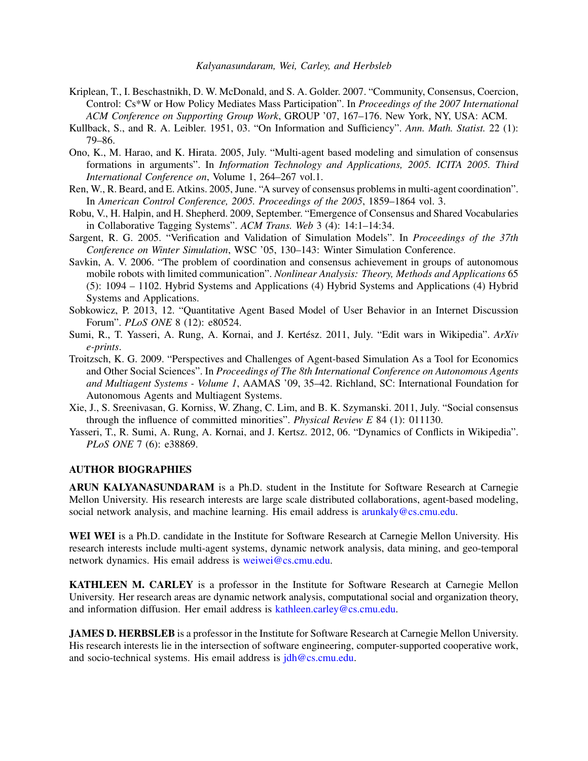Kriplean, T., I. Beschastnikh, D. W. McDonald, and S. A. Golder. 2007. "Community, Consensus, Coercion, Control: Cs*W or How Policy Mediates Mass Participation". In *Proceedings of the 2007 International ACM Conference on Supporting Group Work*, GROUP '07, 167–176. New York, NY, USA: ACM.

Kullback, S., and R. A. Leibler. 1951, 03. "On Information and Sufficiency". *Ann. Math. Statist.* 22 (1): 79–86.

Ono, K., M. Harao, and K. Hirata. 2005, July. "Multi-agent based modeling and simulation of consensus formations in arguments". In *Information Technology and Applications, 2005. ICITA 2005. Third International Conference on*, Volume 1, 264–267 vol.1.

Ren, W., R. Beard, and E. Atkins. 2005, June. "A survey of consensus problems in multi-agent coordination". In *American Control Conference, 2005. Proceedings of the 2005*, 1859–1864 vol. 3.

Robu, V., H. Halpin, and H. Shepherd. 2009, September. "Emergence of Consensus and Shared Vocabularies in Collaborative Tagging Systems". *ACM Trans. Web* 3 (4): 14:1–14:34.

Sargent, R. G. 2005. "Verification and Validation of Simulation Models". In *Proceedings of the 37th Conference on Winter Simulation*, WSC '05, 130–143: Winter Simulation Conference.

Savkin, A. V. 2006. "The problem of coordination and consensus achievement in groups of autonomous mobile robots with limited communication". *Nonlinear Analysis: Theory, Methods and Applications* 65 (5): 1094 – 1102. Hybrid Systems and Applications (4) Hybrid Systems and Applications (4) Hybrid Systems and Applications.

Sobkowicz, P. 2013, 12. "Quantitative Agent Based Model of User Behavior in an Internet Discussion Forum". *PLoS ONE* 8 (12): e80524.

Sumi, R., T. Yasseri, A. Rung, A. Kornai, and J. Kertész. 2011, July. "Edit wars in Wikipedia". *ArXiv e-prints*.

Troitzsch, K. G. 2009. "Perspectives and Challenges of Agent-based Simulation As a Tool for Economics and Other Social Sciences". In *Proceedings of The 8th International Conference on Autonomous Agents and Multiagent Systems - Volume 1*, AAMAS '09, 35–42. Richland, SC: International Foundation for Autonomous Agents and Multiagent Systems.

Xie, J., S. Sreenivasan, G. Korniss, W. Zhang, C. Lim, and B. K. Szymanski. 2011, July. "Social consensus through the influence of committed minorities". *Physical Review E* 84 (1): 011130.

Yasseri, T., R. Sumi, A. Rung, A. Kornai, and J. Kertsz. 2012, 06. "Dynamics of Conflicts in Wikipedia". *PLoS ONE* 7 (6): e38869.

## AUTHOR BIOGRAPHIES

**ARUN KALYANASUNDARAM** is a Ph.D. student in the Institute for Software Research at Carnegie Mellon University. His research interests are large scale distributed collaborations, agent-based modeling, social network analysis, and machine learning. His email address is arunkaly@cs.cmu.edu.

**WEI WEI** is a Ph.D. candidate in the Institute for Software Research at Carnegie Mellon University. His research interests include multi-agent systems, dynamic network analysis, data mining, and geo-temporal network dynamics. His email address is weiwei@cs.cmu.edu.

**KATHLEEN M. CARLEY** is a professor in the Institute for Software Research at Carnegie Mellon University. Her research areas are dynamic network analysis, computational social and organization theory, and information diffusion. Her email address is kathleen.carley@cs.cmu.edu.

**JAMES D. HERBSLEB** is a professor in the Institute for Software Research at Carnegie Mellon University. His research interests lie in the intersection of software engineering, computer-supported cooperative work, and socio-technical systems. His email address is jdh@cs.cmu.edu.